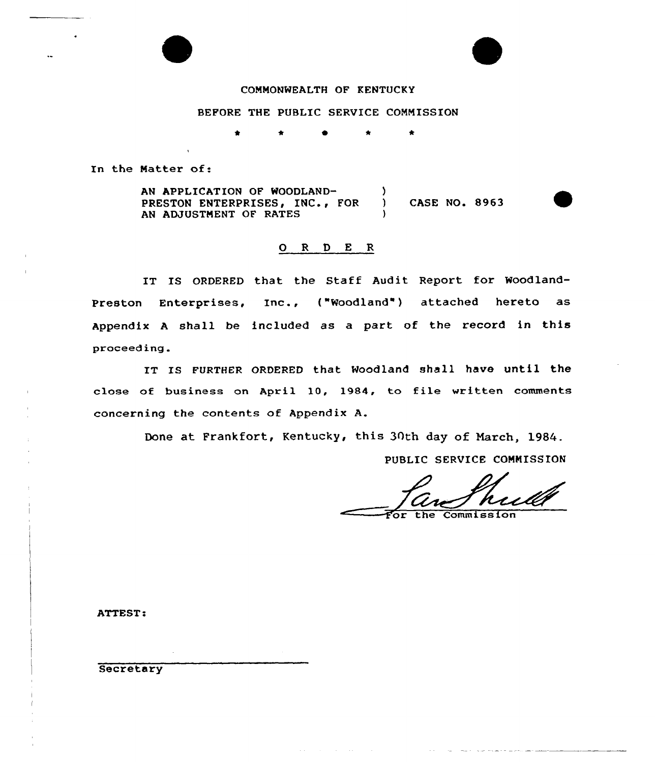COMMONWEALTH OF KENTUCKY

BEFORE THE PUBLIC SERVICE COMMISSION

\* \* \* \* \*

In the Matter of:

AN APPLICATION OF WOODLAND-PRESTON ENTERPRISES, INC., FOR AN ADJUSTMENT OF RATES ) CASE NO. 8963

## O R D E R

IT IS ORDERED that the Staff Audit Report for Woodland-Preston Enterprises, Inc., ("Woodland") attached hereto as Appendix A shall be included as a part of the record in this proceeding.

IT IS FURTHER ORDERED that Woodland shall have until the close of business on April 10, 1984, to file written comments concerning the contents of Appendix A.

Done at Frankfort, Kentucky, this 30th day of March, 1984.

PUBLIC SERVICE COMMISSION

For the Commission

ATTEST:

Secretary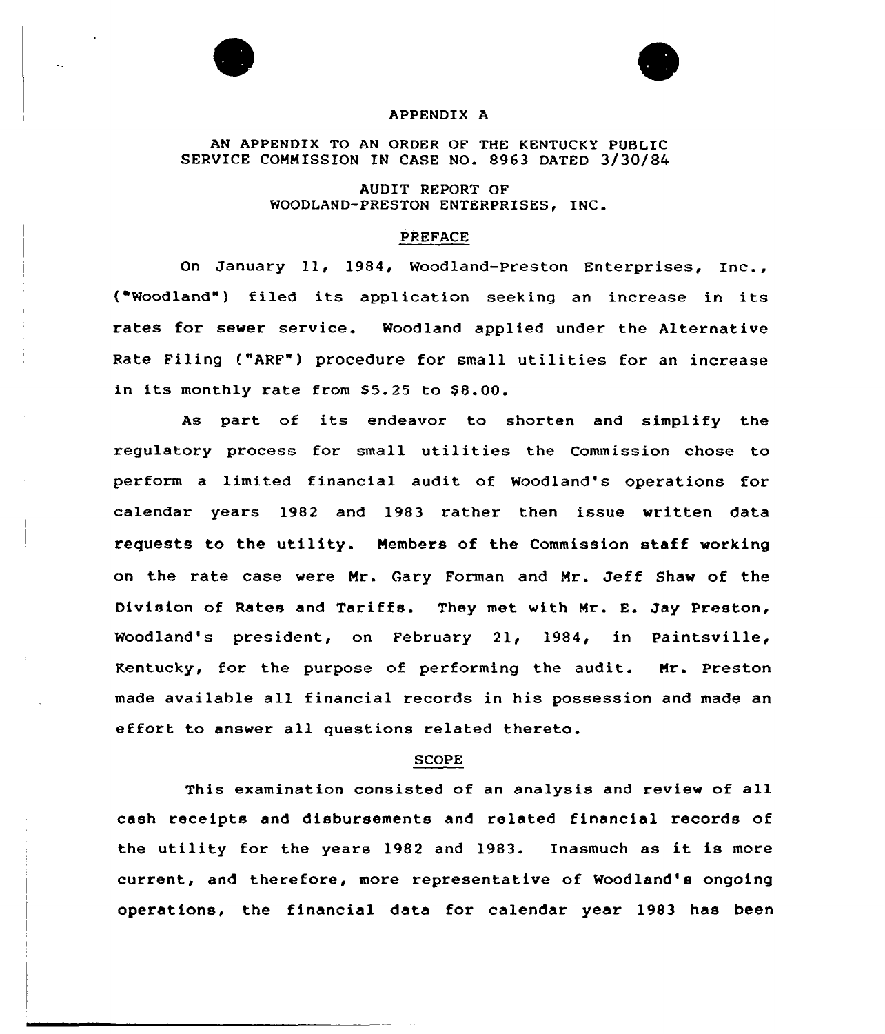# APPENDIX A

AN APPENDIX TO AN ORDER OF THE KENTUCKY PUBLIC SERVICE COMMISSION IN CASE NO. 8963 DATED 3/30/84

AUDIT REPORT OF
WOODLAND-PRESTON ENTERPRISES, INC.

## PREFACE

On January 11, 1984, Woodland-Preston Enterprises, Inc., ("Woodland") filed its application seeking an increase in its rates for sewer service. Woodland applied under the Alternative Rate Filing ("ARF") procedure for small utilities for an increase in its monthly rate from $5.25 to $8.00.

As part of its endeavor to shorten and simplify the regulatory process for small utilities the Commission chose to perform a limited financial audit of Woodland's operations for calendar years 1982 and 1983 rather then issue written data requests to the utility. Members of the Commission staff working on the rate case were Mr. Gary Forman and Mr. Jeff Shaw of the Division of Rates and Tariffs. They met with Mr. E. Jay Preston, Woodland's president, on February 21, 1984, in Paintsville, Kentucky, for the purpose of performing the audit. Mr. Preston made available all financial records in his possession and made an effort to answer all questions related thereto.

## SCOPE

This examination consisted of an analysis and review of all cash receipts and disbursements and related financial records of the utility for the years 1982 and 1983. Inasmuch as it is more current, and therefore, more representative of Woodland's ongoing operations, the financial data for calendar year 1983 has been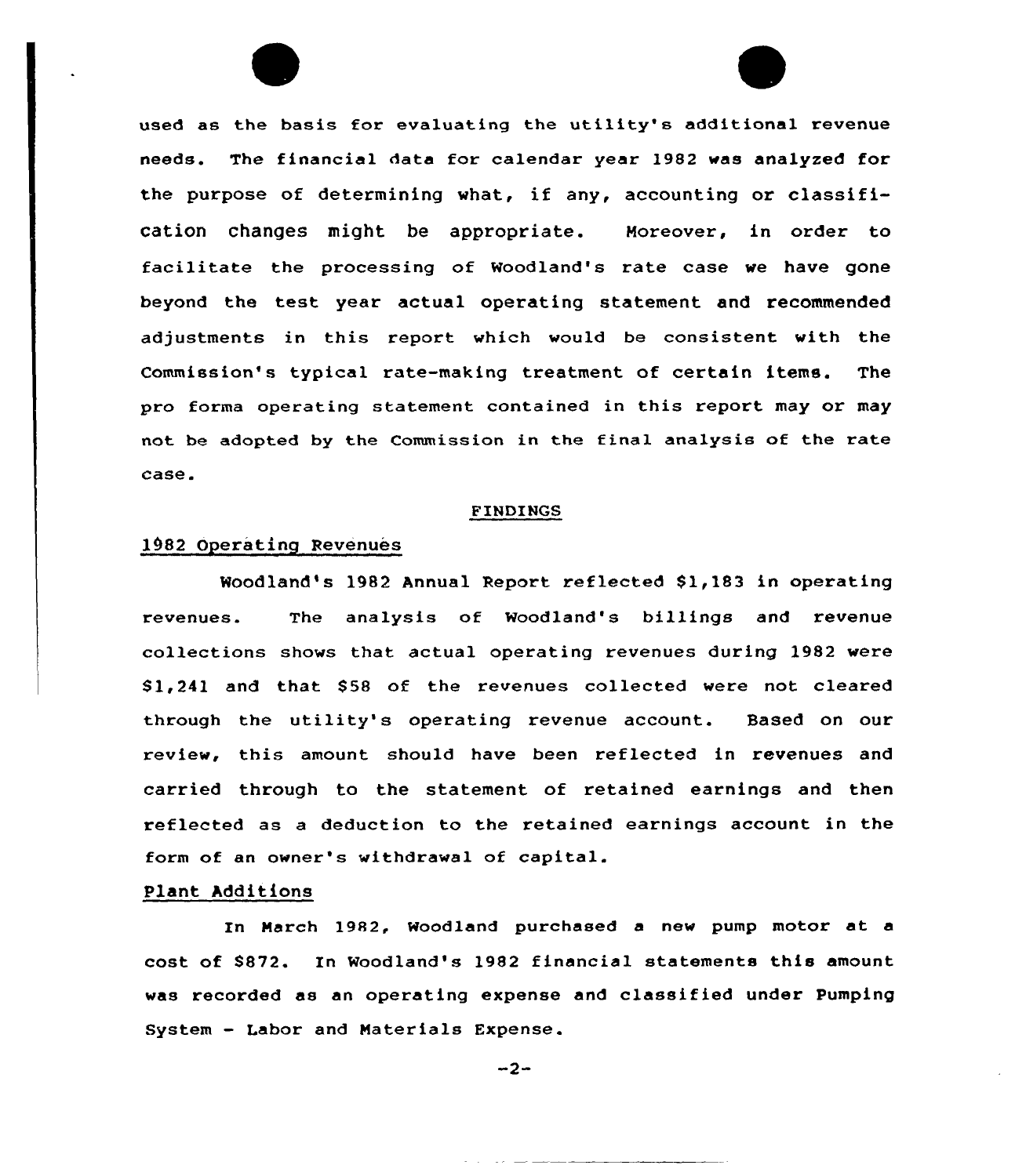used as the basis for evaluating the utility's additional revenue needs. The financial data for calendar year 1982 was analyzed for the purpose of determining what, if any, accounting or classification changes might be appropriate. Moreover, in order to facilitate the processing of Woodland's rate case we have gone beyond the test year actual operating statement and recommended adjustments in this report which would be consistent with the Commission's typical rate-making treatment of certain items. The pro forma operating statement contained in this report may or may not be adopted by the Commission in the final analysis of the rate case.

## FINDINGS

### 1982 Operating Revenues

Woodland's 1982 Annual Report reflected $1,183 in operating revenues. The analysis of Woodland's billings and revenue collections shows that actual operating revenues during 1982 were $1,241 and that $58 of the revenues collected were not cleared through the utility's operating revenue account. Based on our review, this amount should have been reflected in revenues and carried through to the statement of retained earnings and then reflected as a deduction to the retained earnings account in the form of an owner's withdrawal of capital.

### Plant Additions

In March 1982, Woodland purchased a new pump motor at a cost of $872. In Woodland's 1982 financial statements this amount was recorded as an operating expense and classified under Pumping System - Labor and Materials Expense.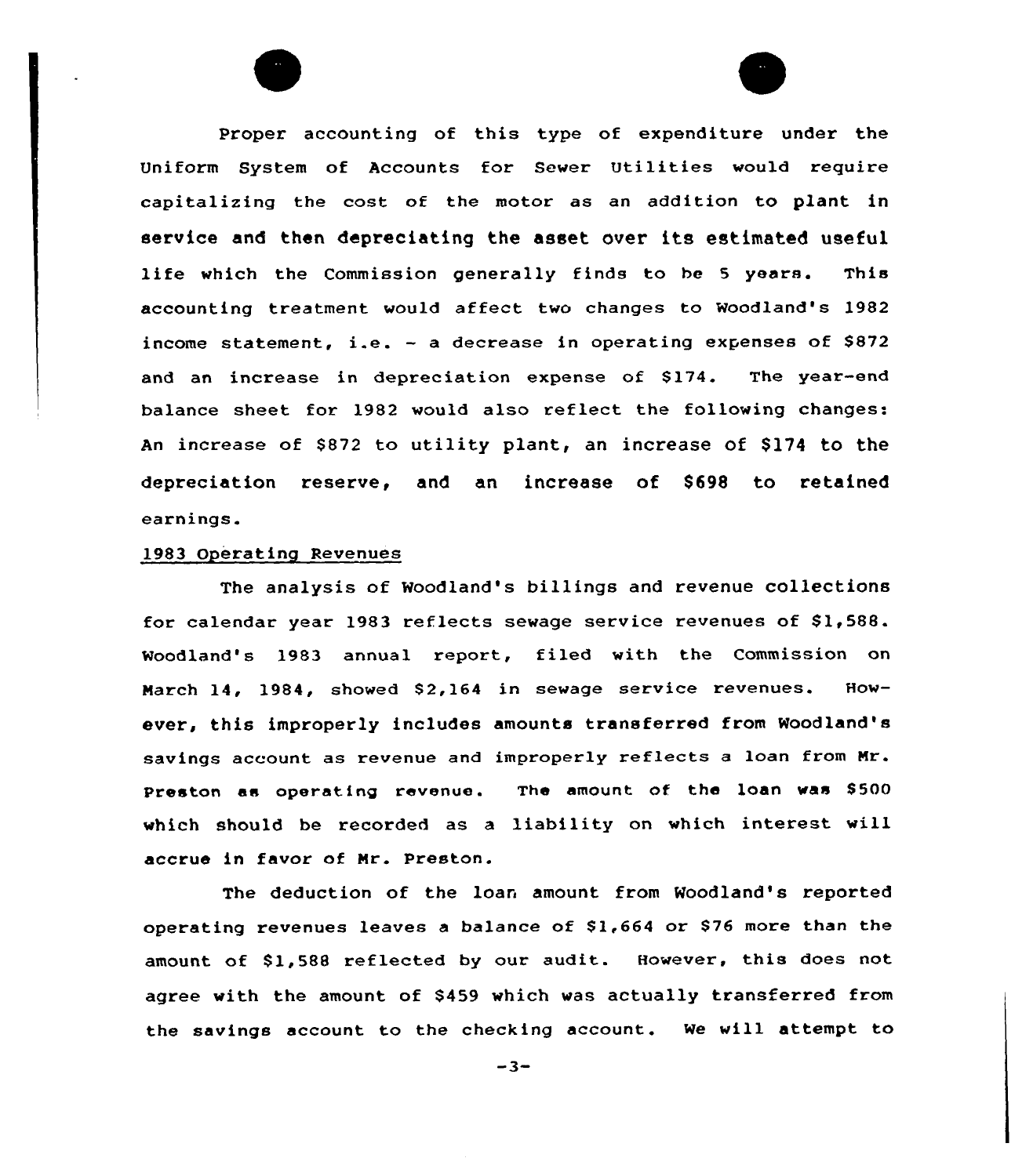Proper accounting of this type of expenditure under the Uniform System of Accounts for Sewer Utilities would require capitalizing the cost of the motor as an addition to plant in service and then depreciating the asset over its estimated useful life which the Commission generally finds to be 5 years. This accounting treatment would affect two changes to Woodland's 1982 income statement, i.e. - a decrease in operating expenses of $872 and an increase in depreciation expense of $174. The year-end balance sheet for 1982 would also reflect the following changes: An increase of $872 to utility plant, an increase of $174 to the depreciation reserve, and an increase of $698 to retained earnings.

## 1983 Operating Revenues

The analysis of Woodland's billings and revenue collections for calendar year 1983 reflects sewage service revenues of $1,588. Woodland's 1983 annual report, filed with the Commission on March 14, 1984, showed $2,164 in sewage service revenues. However, this improperly includes amounts transferred from Woodland's savings account as revenue and improperly reflects a loan from Mr. Preston as operating revenue. The amount of the loan was $500 which should be recorded as a liability on which interest will accrue in favor of Mr. Preston.

The deduction of the loan amount from Woodland's reported operating revenues leaves a balance of $1,664 or $76 more than the amount of $1,588 reflected by our audit. However, this does not agree with the amount of $459 which was actually transferred from the savings account to the checking account. We will attempt to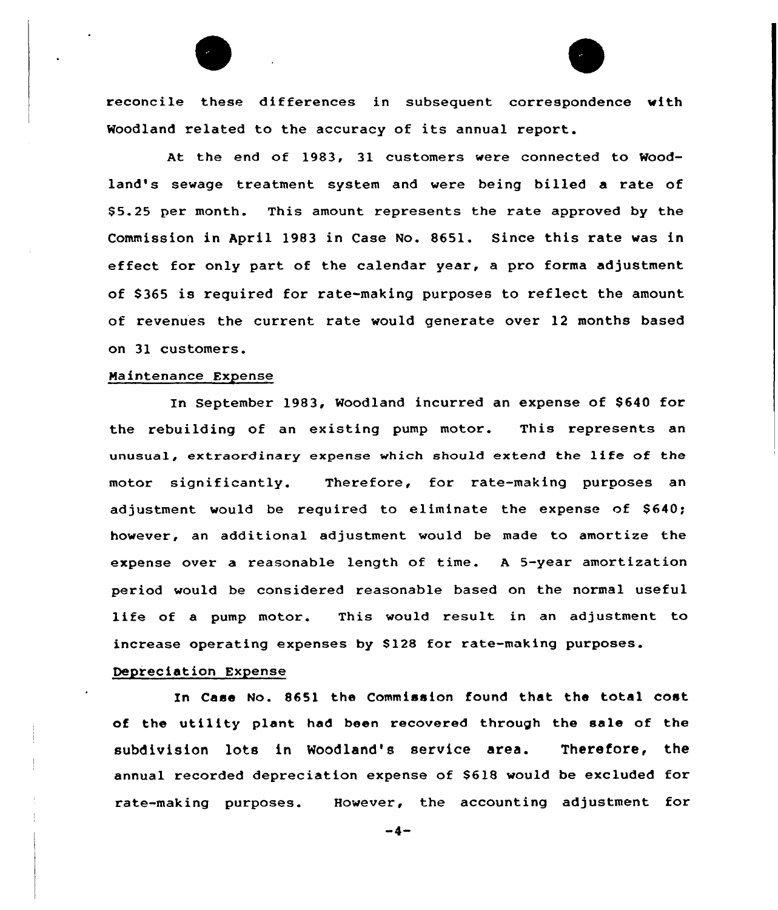reconcile these differences in subsequent correspondence with Woodland related to the accuracy of its annual report.

At the end of 1983, 31 customers were connected to Woodland's sewage treatment system and were being billed a rate of $5.25 per month. This amount represents the rate approved by the Commission in April 1983 in Case No. 8651. Since this rate was in effect for only part of the calendar year, a pro forma adjustment of $365 is required for rate-making purposes to reflect the amount of revenues the current rate would generate over 12 months based on 31 customers.

Maintenance Expense

In September 1983, Woodland incurred an expense of $640 for the rebuilding of an existing pump motor. This represents an unusual, extraordinary expense which should extend the life of the motor significantly. Therefore, for rate-making purposes an adjustment would be required to eliminate the expense of $640; however, an additional adjustment would be made to amortize the expense over a reasonable length of time. A 5-year amortization period would be considered reasonable based on the normal useful life of a pump motor. This would result in an adjustment to increase operating expenses by $128 for rate-making purposes.

Depreciation Expense

In Case No. 8651 the Commission found that the total cost of the utility plant had been recovered through the sale of the subdivision lots in Woodland's service area. Therefore, the annual recorded depreciation expense of $618 would be excluded for rate-making purposes. However, the accounting adjustment for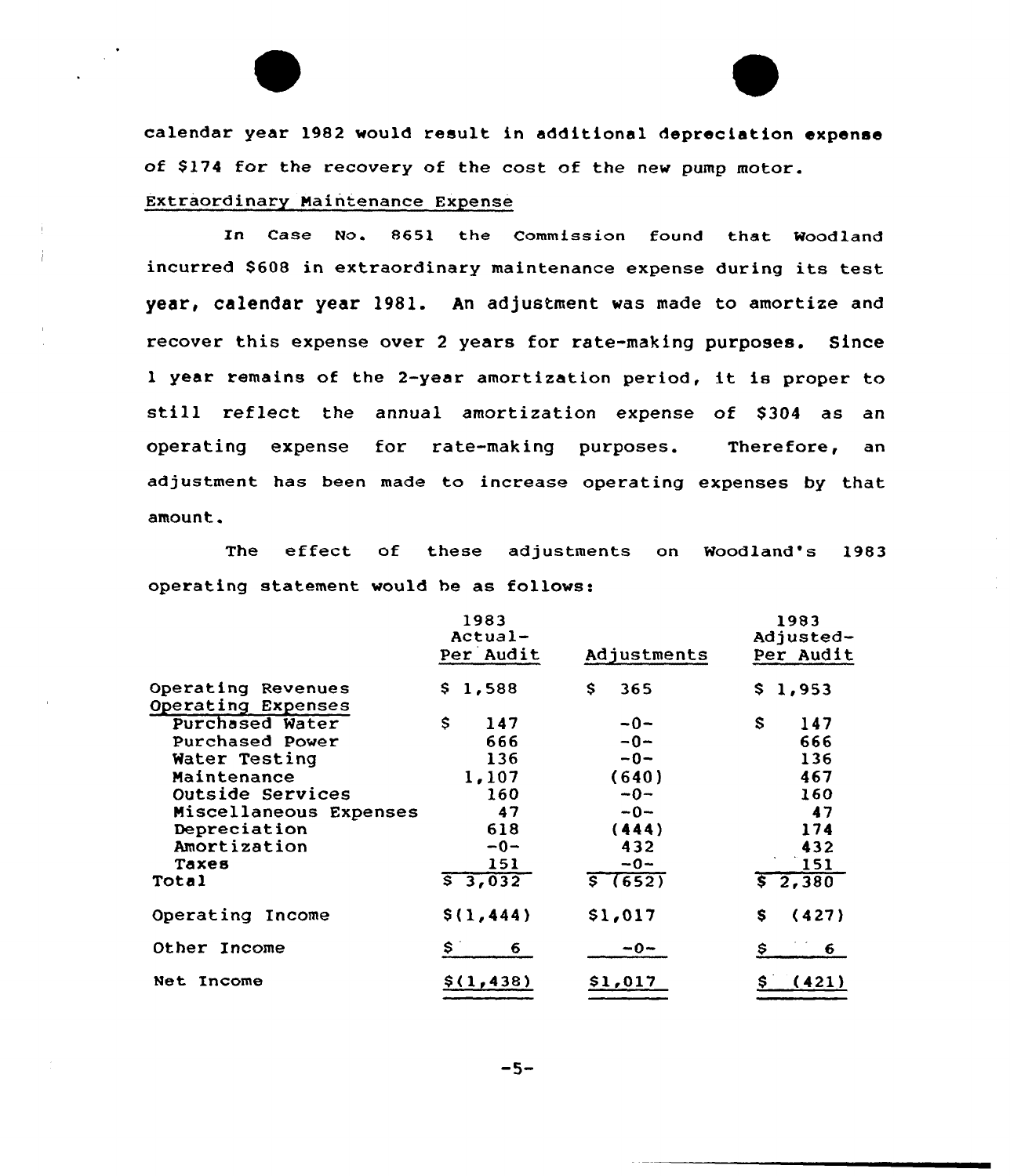calendar year 1982 would result in additional depreciation expense of $174 for the recovery of the cost of the new pump motor.

Extraordinary Maintenance Expense

In Case No. 8651 the Commission found that Woodland incurred $608 in extraordinary maintenance expense during its test year, calendar year 1981. An adjustment was made to amortize and recover this expense over 2 years for rate-making purposes. Since 1 year remains of the 2-year amortization period, it is proper to still reflect the annual amortization expense of $304 as an operating expense for rate-making purposes. Therefore, an adjustment has been made to increase operating expenses by that amount.

The effect of these adjustments on Woodland's 1983 operating statement would be as follows:

| | 1983 Actual-Per Audit | Adjustments | 1983 Adjusted-Per Audit |
|---|---|---|---|
| Operating Revenues | $ 1,588 | $ 365 | $ 1,953 |
| Operating Expenses | | | |
| Purchased Water | $ 147 | -0- | $ 147 |
| Purchased Power | 666 | -0- | 666 |
| Water Testing | 136 | -0- | 136 |
| Maintenance | 1,107 | (640) | 467 |
| Outside Services | 160 | -0- | 160 |
| Miscellaneous Expenses | 47 | -0- | 47 |
| Depreciation | 618 | (444) | 174 |
| Amortization | -0- | 432 | 432 |
| Taxes | 151 | -0- | 151 |
| Total | $ 3,032 | $ (652) | $ 2,380 |
| Operating Income | $(1,444) | $1,017 | $ (427) |
| Other Income | $ 6 | -0- | $ 6 |
| Net Income | $(1,438) | $1,017 | $ (421) |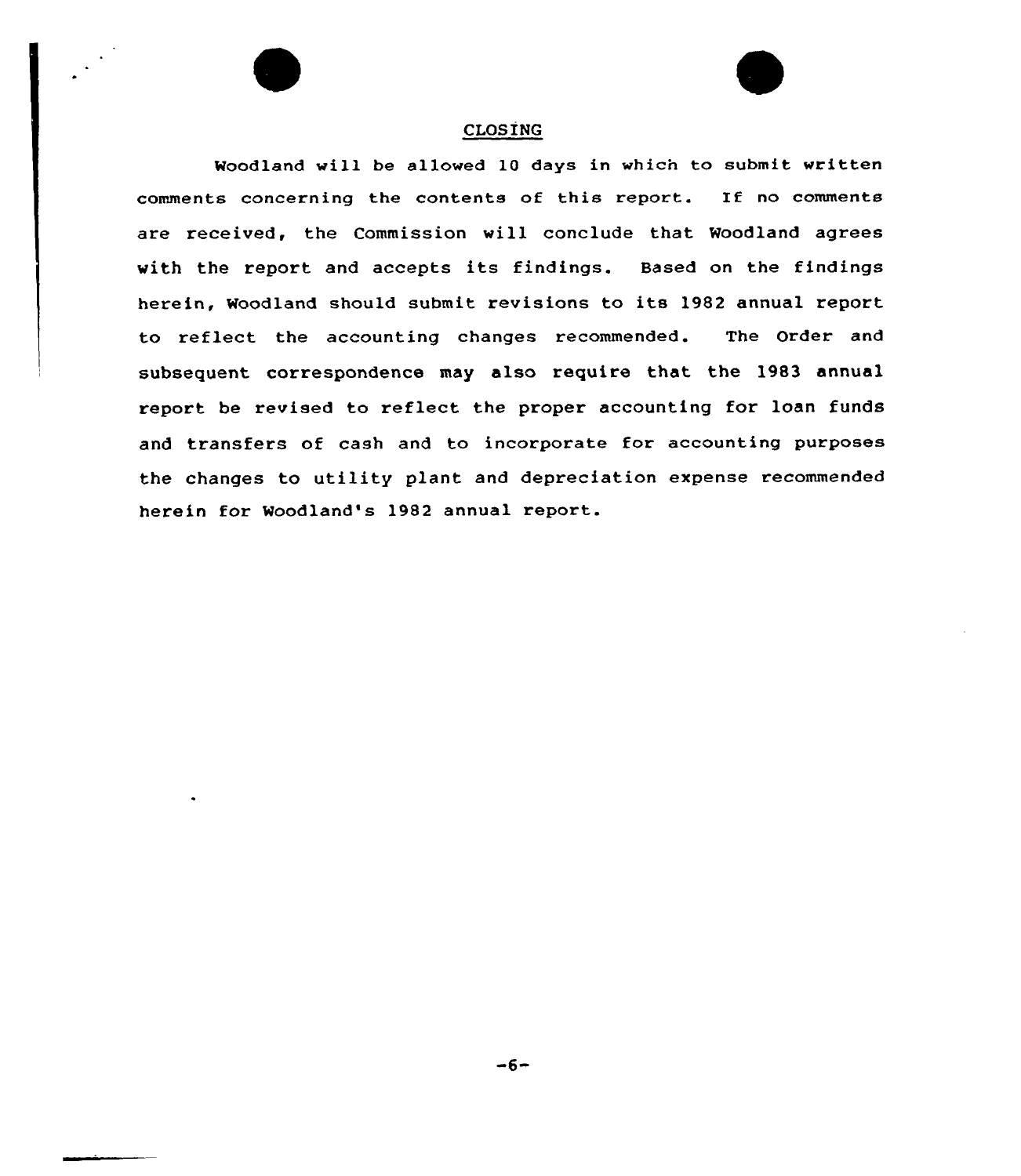## CLOSING

Woodland will be allowed 10 days in which to submit written comments concerning the contents of this report. If no comments are received, the Commission will conclude that Woodland agrees with the report and accepts its findings. Based on the findings herein, Woodland should submit revisions to its 1982 annual report to reflect the accounting changes recommended. The Order and subsequent correspondence may also require that the 1983 annual report be revised to reflect the proper accounting for loan funds and transfers of cash and to incorporate for accounting purposes the changes to utility plant and depreciation expense recommended herein for Woodland's 1982 annual report.